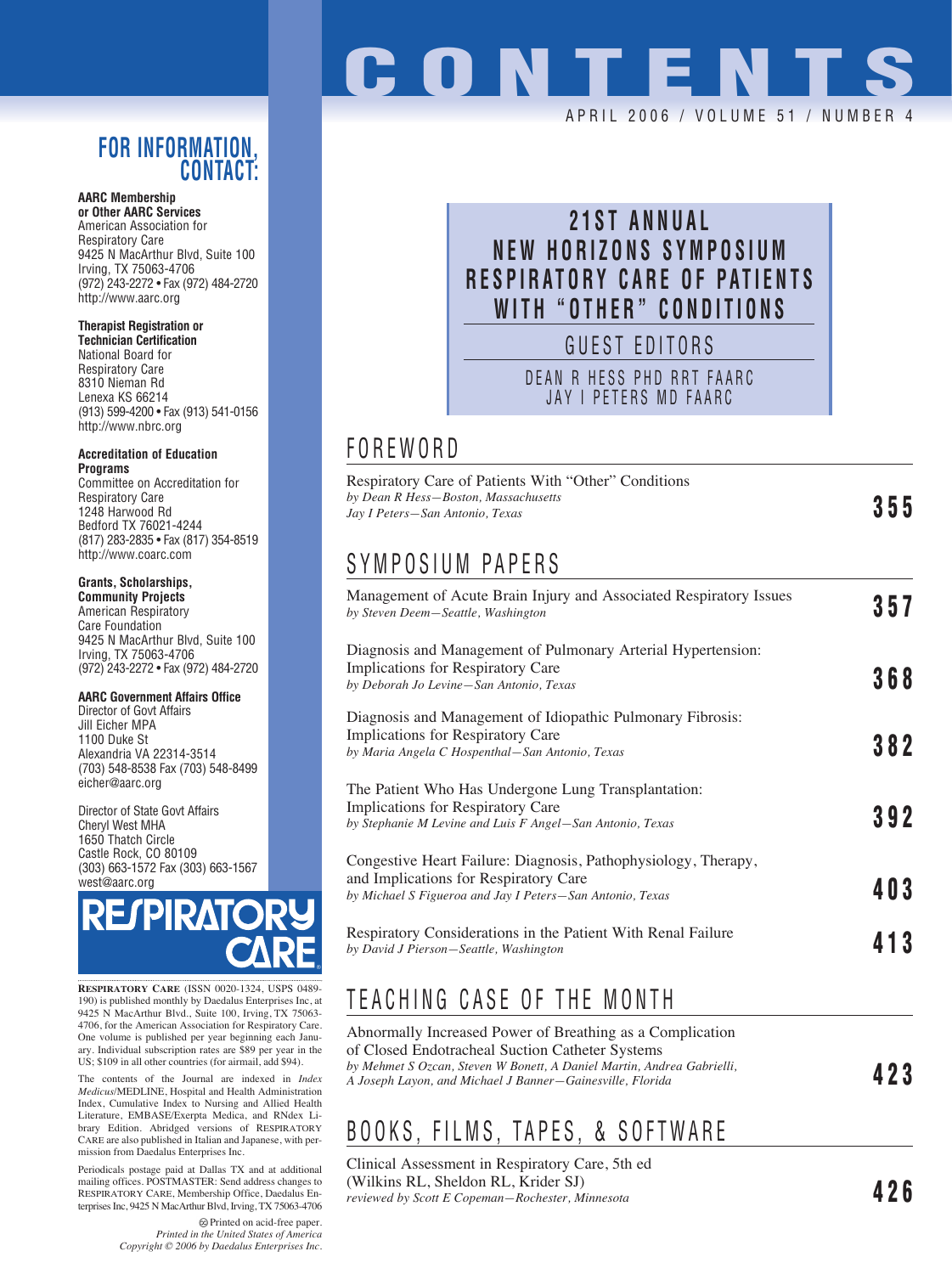# CONTENTS

APRIL 2006 / VOLUME 51 / NUMBER 4

## 21ST ANNUAL NEW HORIZONS SYMPOSIUM RESPIRATORY CARE OF PATIENTS WITH "OTHER" CONDITIONS

GUEST EDITORS

DEAN R HESS PHD RRT FAARC
JAY I PETERS MD FAARC

## FOREWORD

Respiratory Care of Patients With "Other" Conditions
*by Dean R Hess—Boston, Massachusetts*
*Jay I Peters—San Antonio, Texas* — **355**

## SYMPOSIUM PAPERS

Management of Acute Brain Injury and Associated Respiratory Issues
*by Steven Deem—Seattle, Washington* — **357**

Diagnosis and Management of Pulmonary Arterial Hypertension: Implications for Respiratory Care
*by Deborah Jo Levine—San Antonio, Texas* — **368**

Diagnosis and Management of Idiopathic Pulmonary Fibrosis: Implications for Respiratory Care
*by Maria Angela C Hospenthal—San Antonio, Texas* — **382**

The Patient Who Has Undergone Lung Transplantation: Implications for Respiratory Care
*by Stephanie M Levine and Luis F Angel—San Antonio, Texas* — **392**

Congestive Heart Failure: Diagnosis, Pathophysiology, Therapy, and Implications for Respiratory Care
*by Michael S Figueroa and Jay I Peters—San Antonio, Texas* — **403**

Respiratory Considerations in the Patient With Renal Failure
*by David J Pierson—Seattle, Washington* — **413**

## TEACHING CASE OF THE MONTH

Abnormally Increased Power of Breathing as a Complication of Closed Endotracheal Suction Catheter Systems
*by Mehmet S Ozcan, Steven W Bonett, A Daniel Martin, Andrea Gabrielli, A Joseph Layon, and Michael J Banner—Gainesville, Florida* — **423**

## BOOKS, FILMS, TAPES, & SOFTWARE

Clinical Assessment in Respiratory Care, 5th ed
(Wilkins RL, Sheldon RL, Krider SJ)
*reviewed by Scott E Copeman—Rochester, Minnesota* — **426**

## FOR INFORMATION, CONTACT:

**AARC Membership or Other AARC Services**
American Association for Respiratory Care
9425 N MacArthur Blvd, Suite 100
Irving, TX 75063-4706
(972) 243-2272 • Fax (972) 484-2720
http://www.aarc.org

**Therapist Registration or Technician Certification**
National Board for Respiratory Care
8310 Nieman Rd
Lenexa KS 66214
(913) 599-4200 • Fax (913) 541-0156
http://www.nbrc.org

**Accreditation of Education Programs**
Committee on Accreditation for Respiratory Care
1248 Harwood Rd
Bedford TX 76021-4244
(817) 283-2835 • Fax (817) 354-8519
http://www.coarc.com

**Grants, Scholarships, Community Projects**
American Respiratory Care Foundation
9425 N MacArthur Blvd, Suite 100
Irving, TX 75063-4706
(972) 243-2272 • Fax (972) 484-2720

**AARC Government Affairs Office**
Director of Govt Affairs
Jill Eicher MPA
1100 Duke St
Alexandria VA 22314-3514
(703) 548-8538 Fax (703) 548-8499
eicher@aarc.org

Director of State Govt Affairs
Cheryl West MHA
1650 Thatch Circle
Castle Rock, CO 80109
(303) 663-1572 Fax (303) 663-1567
west@aarc.org

RESPIRATORY CARE

RESPIRATORY CARE (ISSN 0020-1324, USPS 0489-190) is published monthly by Daedalus Enterprises Inc, at 9425 N MacArthur Blvd., Suite 100, Irving, TX 75063-4706, for the American Association for Respiratory Care. One volume is published per year beginning each January. Individual subscription rates are $89 per year in the US; $109 in all other countries (for airmail, add $94).

The contents of the Journal are indexed in *Index Medicus*/MEDLINE, Hospital and Health Administration Index, Cumulative Index to Nursing and Allied Health Literature, EMBASE/Exerpta Medica, and RNdex Library Edition. Abridged versions of RESPIRATORY CARE are also published in Italian and Japanese, with permission from Daedalus Enterprises Inc.

Periodicals postage paid at Dallas TX and at additional mailing offices. POSTMASTER: Send address changes to RESPIRATORY CARE, Membership Office, Daedalus Enterprises Inc, 9425 N MacArthur Blvd, Irving, TX 75063-4706

Printed on acid-free paper.
*Printed in the United States of America*
*Copyright © 2006 by Daedalus Enterprises Inc.*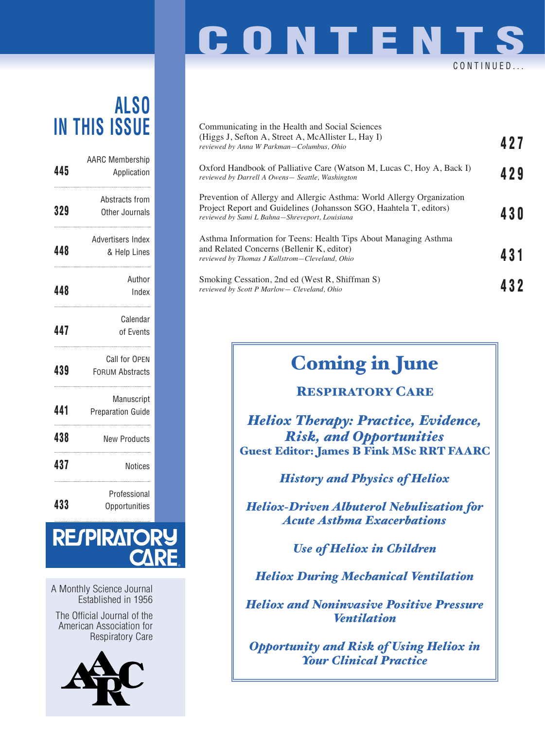# CONTENTS

CONTINUED...

Communicating in the Health and Social Sciences (Higgs J, Sefton A, Street A, McAllister L, Hay I)
*reviewed by Anna W Parkman—Columbus, Ohio* — 427

Oxford Handbook of Palliative Care (Watson M, Lucas C, Hoy A, Back I)
*reviewed by Darrell A Owens— Seattle, Washington* — 429

Prevention of Allergy and Allergic Asthma: World Allergy Organization Project Report and Guidelines (Johansson SGO, Haahtela T, editors)
*reviewed by Sami L Bahna—Shreveport, Louisiana* — 430

Asthma Information for Teens: Health Tips About Managing Asthma and Related Concerns (Bellenir K, editor)
*reviewed by Thomas J Kallstrom—Cleveland, Ohio* — 431

Smoking Cessation, 2nd ed (West R, Shiffman S)
*reviewed by Scott P Marlow— Cleveland, Ohio* — 432

## ALSO IN THIS ISSUE

| | |
|---|---|
| 445 | AARC Membership Application |
| 329 | Abstracts from Other Journals |
| 448 | Advertisers Index & Help Lines |
| 448 | Author Index |
| 447 | Calendar of Events |
| 439 | Call for OPEN FORUM Abstracts |
| 441 | Manuscript Preparation Guide |
| 438 | New Products |
| 437 | Notices |
| 433 | Professional Opportunities |

RESPIRATORY CARE

A Monthly Science Journal
Established in 1956

The Official Journal of the American Association for Respiratory Care

## Coming in June

**RESPIRATORY CARE**

***Heliox Therapy: Practice, Evidence, Risk, and Opportunities***
**Guest Editor: James B Fink MSc RRT FAARC**

***History and Physics of Heliox***

***Heliox-Driven Albuterol Nebulization for Acute Asthma Exacerbations***

***Use of Heliox in Children***

***Heliox During Mechanical Ventilation***

***Heliox and Noninvasive Positive Pressure Ventilation***

***Opportunity and Risk of Using Heliox in Your Clinical Practice***